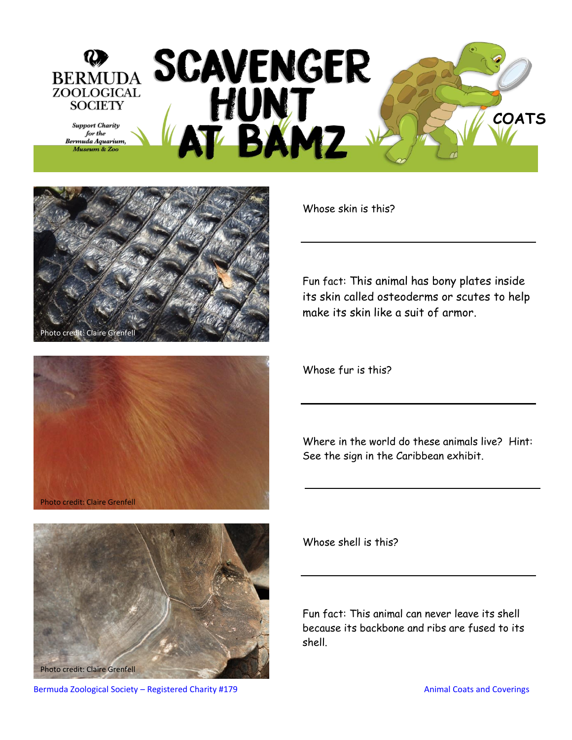# SCAVENGER HUNT AT BAMZ

**BERMUDA ZOOLOGICAL SOCIETY**

*Support Charity for the Bermuda Aquarium, Museum & Zoo*

## COATS

Photo credit: Claire Grenfell

Whose skin is this?

\_\_\_\_\_\_\_\_\_\_\_\_\_\_\_\_\_\_\_\_\_\_\_\_\_\_\_\_\_\_\_\_\_\_\_\_\_\_

Fun fact: This animal has bony plates inside its skin called osteoderms or scutes to help make its skin like a suit of armor.

Photo credit: Claire Grenfell

Whose fur is this?

\_\_\_\_\_\_\_\_\_\_\_\_\_\_\_\_\_\_\_\_\_\_\_\_\_\_\_\_\_\_\_\_\_\_\_\_\_\_

Where in the world do these animals live? Hint: See the sign in the Caribbean exhibit.

\_\_\_\_\_\_\_\_\_\_\_\_\_\_\_\_\_\_\_\_\_\_\_\_\_\_\_\_\_\_\_\_\_\_\_\_\_\_

Photo credit: Claire Grenfell

Whose shell is this?

\_\_\_\_\_\_\_\_\_\_\_\_\_\_\_\_\_\_\_\_\_\_\_\_\_\_\_\_\_\_\_\_\_\_\_\_\_\_

Fun fact: This animal can never leave its shell because its backbone and ribs are fused to its shell.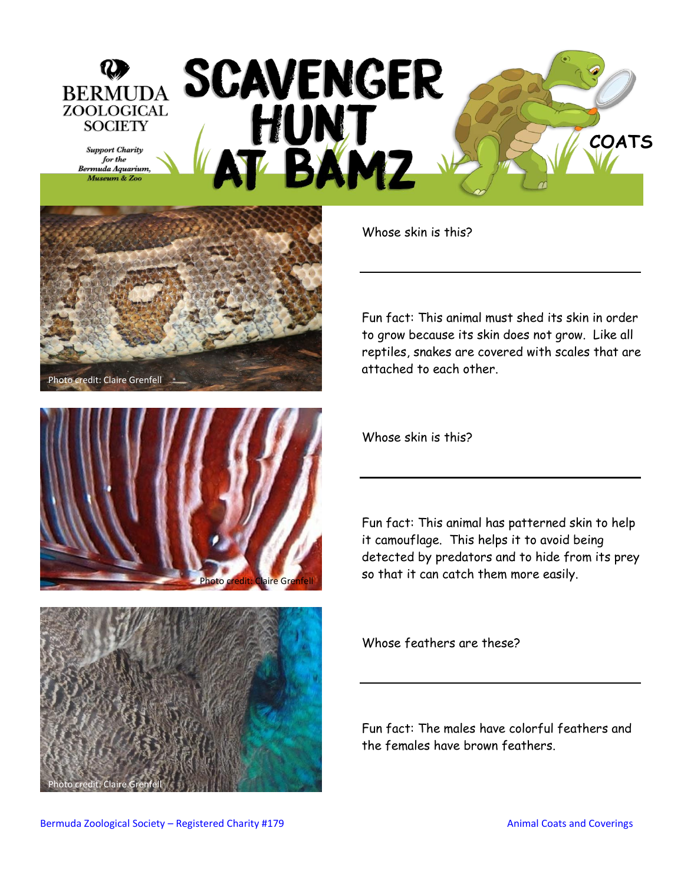# SCAVENGER HUNT AT BAMZ

**BERMUDA ZOOLOGICAL SOCIETY**

*Support Charity for the Bermuda Aquarium, Museum & Zoo*

**COATS**

Photo credit: Claire Grenfell

Whose skin is this?

\_\_\_\_\_\_\_\_\_\_\_\_\_\_\_\_\_\_\_\_\_\_\_\_\_\_\_\_\_\_\_\_

Fun fact: This animal must shed its skin in order to grow because its skin does not grow. Like all reptiles, snakes are covered with scales that are attached to each other.

Photo credit: Claire Grenfell

Whose skin is this?

\_\_\_\_\_\_\_\_\_\_\_\_\_\_\_\_\_\_\_\_\_\_\_\_\_\_\_\_\_\_\_\_

Fun fact: This animal has patterned skin to help it camouflage. This helps it to avoid being detected by predators and to hide from its prey so that it can catch them more easily.

Photo credit: Claire Grenfell

Whose feathers are these?

\_\_\_\_\_\_\_\_\_\_\_\_\_\_\_\_\_\_\_\_\_\_\_\_\_\_\_\_\_\_\_\_

Fun fact: The males have colorful feathers and the females have brown feathers.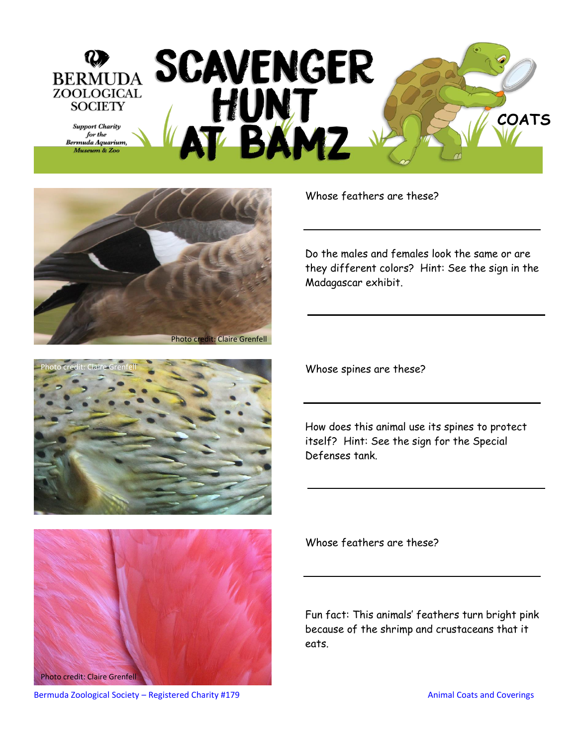# SCAVENGER HUNT AT BAMZ

**COATS**

BERMUDA ZOOLOGICAL SOCIETY

*Support Charity for the Bermuda Aquarium, Museum & Zoo*

Photo credit: Claire Grenfell

Whose feathers are these?

______________________________

Do the males and females look the same or are they different colors? Hint: See the sign in the Madagascar exhibit.

______________________________

Photo credit: Claire Grenfell

Whose spines are these?

______________________________

How does this animal use its spines to protect itself? Hint: See the sign for the Special Defenses tank.

______________________________

Photo credit: Claire Grenfell

Whose feathers are these?

______________________________

Fun fact: This animals' feathers turn bright pink because of the shrimp and crustaceans that it eats.

Bermuda Zoological Society – Registered Charity #179

Animal Coats and Coverings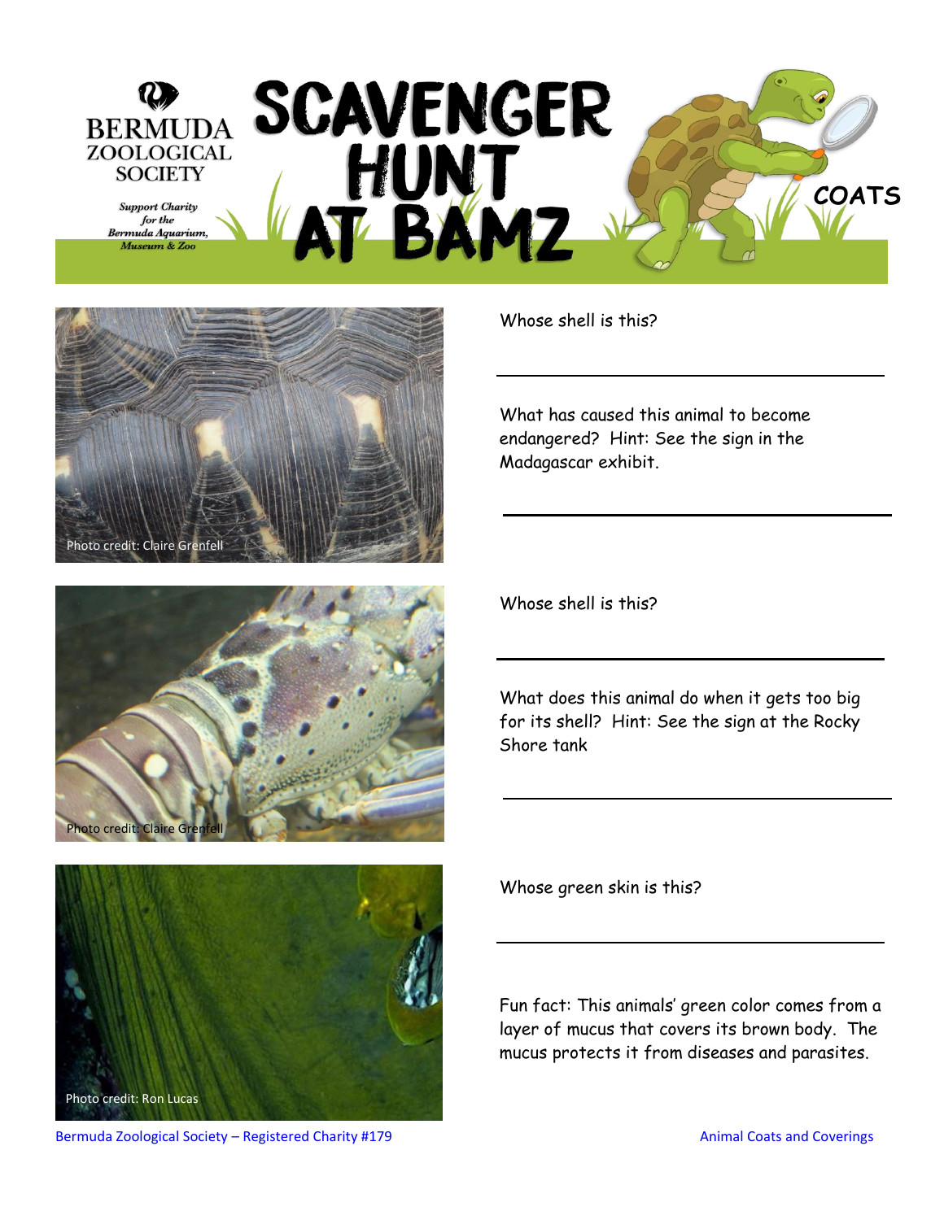# SCAVENGER HUNT AT BAMZ

**COATS**

BERMUDA ZOOLOGICAL SOCIETY

*Support Charity for the Bermuda Aquarium, Museum & Zoo*

Photo credit: Claire Grenfell

Whose shell is this?

______________________________

What has caused this animal to become endangered? Hint: See the sign in the Madagascar exhibit.

______________________________

Photo credit: Claire Grenfell

Whose shell is this?

______________________________

What does this animal do when it gets too big for its shell? Hint: See the sign at the Rocky Shore tank

______________________________

Photo credit: Ron Lucas

Whose green skin is this?

______________________________

Fun fact: This animals' green color comes from a layer of mucus that covers its brown body. The mucus protects it from diseases and parasites.

Bermuda Zoological Society – Registered Charity #179

Animal Coats and Coverings